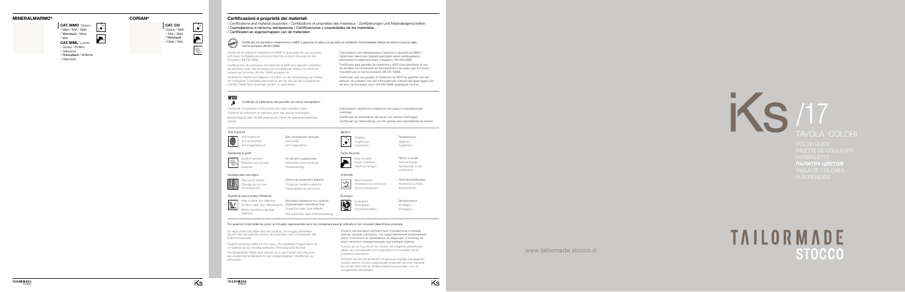## MINERALMARMO®

**CAT. MMO** Opaco
/ Matt / Mat / Matt
/ Матовый / Mate
/ Mat

**CAT. MML** Lucido
/ Glossy / Brillant
/ Glänzend
/ Глянцевый / Brillante
/ Glanzend

## CORIAN®

**CAT. CO**
Opaco / Matt
/ Mat / Matt
/ Матовый
/ Mate / Mat

## Certificazioni e proprietà dei materiali

/ Certifications and material properties / Certifications et propriétés des matériaux / Zertifizierungen und Materialeigenschaften
/ Сертификаты и патенты материалов / Certificaciones y propiedades de los materiales
/ Certificaten en eigenschappen van de materialen

Certificato per pannelli in melaminico e MDF a garanzia di utilizzo di pannelli con emissioni di formaldeide inferiori al minimo imposto dalla norma europea UNI EN13986.

Certificate for panels of melamine and MDF to guarantee the use of panels with lower formaldehyde emissions than the minimum imposed by the European UNI EN13986.

Certificat pour les panneaux de mélamine et MDF pour garantir l'utilisation de panneaux avec des émissions de formaldéhyde inférieur au minimum imposé par la norme UNI EN 13986 européenne.

Zertifikat für Platten aus Melamin und MDF, um die Verwendung von Platten mit niedrigeren Formaldehydemissionen als die, die von der europäischen UNI EN 13986 Norm auferlegt werden, zu garantieren.

Сертификат для меламиновых панелей и панелей из МДФ с гарантией эмиссии формальдегидов ниже необходимого минимума по европейскому стандарту UNI EN13986.

Certificado para paneles de melamina y MDF para garantizar el uso de paneles con emisiones de formaldehído mas bajas que el mínimo impuesto por la norma europea UNI EN 13986.

Certificaat voor de panelen in melamine en MDF ter garantie van het gebruik van panelen met een formaldehyde-uitstoot die lager liggen dan de door de Europese norm UNI EN13986 opgelegde minima.

**W100**

Certificato di trattamento del pannello con resine idrorepellenti.

Certificate of treatment of the panel with water repellent resins.
Certificat de traitement du panneau avec des résines hydrofuges.
Bescheinigung über die Behandlung der Platte mit wasserabweisenden Harzen.

Сертификат обработки поверхностей водоотталкивающими смолами.
Certificado de tratamiento del panel con resinas hidrófugas.
Certificaat van behandeling van het paneel met waterafstotende harsen.

### Anti-impronta

Anti-fingerprint
Anti-empreintes
Anti-Fingerabdruck

Без отпечатков пальцев
Anti huella
Anti-vingerafdruk

### Resistente ai graffi

Scratch resistant
Résistant aux rayures
Kratzfest

Устойчив к царапинам
Resistente a las rayaduras
Krasbestendig

### Impiallacciato vero legno

Real wood veneer
Placage en vrai bois
Echtholzfurnier

Шпон натурального дерева
Chapa de madera auténtica
Fineerpaneel van echt hout

### Superficie opaca, bassa riflessione

Matt surface, low reflection
Surface mate, peu réfléchissante
Matte Oberfläche, geringe Reflexion

Матовая поверхность с низкой отражающей способностью
Superficie mate, baja reflexión
Mat oppervlak, lage lichtweerkaatsing

### Igienico

Hygienic
Hygiénique
Hygienisch

Гигиенический
Higiénico
Hygiënisch

### Facile da pulire

Easy to clean
Facile à nettoyer
Leicht zu reinigen

Прост в уходе
Fácil de limpiar
Gemakkelijk in het onderhoud

### Antimuffa

Mold resistant
Résistant à la moisissure
Schimmelresistent

Противогрибковый
Resistente al moho
Antischimmel

### Ecologico

Ecological
Écologique
Umweltfreundlich

Экологичный
Ecológico
Ecologisch

Pur essendo molto fedeli nei colori, le immagini rappresentate sono da considerarsi esempi indicativi e non vincolanti delle finiture proposte.

En dépit d'être très fidèle dans les couleurs, les images présentées doivent être considérées comme des exemples non contraignants des finitions proposées.

Despite being very faithful in the colors, the presented images are to be considered as non-binding examples of the proposed finishes.

Die dargestellten Bilder sind, obwohl sie in den Farben sehr treu sind, als unverbindliche Beispiele für die vorgeschlagenen Oberflächen zu betrachten.

Строго контролируя соответствие стандартным оттенкам цветов, просим учитывать, что представленные изображения могут отличаться от показанных на образцах, и поэтому не могут являться определяющим при выборе отделки.

A pesar de ser muy fiel en los colores, las imágenes presentadas deben ser consideradas como ejemplos no vinculantes de los acabados propuestos.

Ondanks het feit dat de kleuren zo getrouw mogelijk weergegeven worden, dienen de foto's beschouwd te worden als puur indicatief en kunnen deze dan als bindend beschouwd worden voor de voorgestelde oplossingen.

# iKS /17

## TAVOLA COLORI

COLOR GUIDE
PALETTE DE COULEURS
FARBPALETTE
**ПАЛИТРА ЦВЕТОВ**
TABLA DE COLORES
KLEURENGIDS

**TAILORMADE STOCCO**

www.tailormade.stocco.it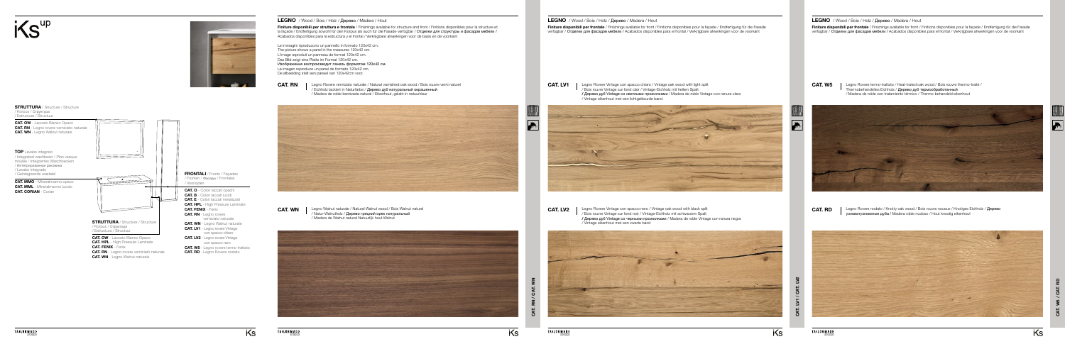# iKS up

**STRUTTURA** / Structure / Structure / Korpus / Структура / Estructura / Structuur

**CAT. OW** - Laccato Bianco Opaco
**CAT. RN** - Legno rovere verniciato naturale
**CAT. WN** - Legno Walnut naturale

**TOP** Lavabo integrato / Integrated washbasin / Plan vasque moulée / Integriertes Waschbecken / Интегрированная раковина / Lavabo integrado / Geïntegreerde wastafel

**CAT. MMO** - Mineralmarmo Opaco
**CAT. MML** - Mineralmarmo lucido
**CAT. CORIAN** - Corian

**STRUTTURA** / Structure / Structure / Korpus / Структура / Estructura / Structuur

**CAT. OW** - Laccato Bianco Opaco
**CAT. HPL** - High Pressure Laminate
**CAT. FENIX** - Fenix
**CAT. RN** - Legno rovere verniciato naturale
**CAT. WN** - Legno Walnut naturale

**FRONTALI** / Fronte / Façades / Fronten / Фасады / Frontales / Voorzijden

**CAT. O** - Colori laccati opachi
**CAT. B** - Colori laccati lucidi
**CAT. E** - Colori laccati metallizzati
**CAT. HPL** - High Pressure Laminate
**CAT. FENIX** - Fenix
**CAT. RN** - Legno rovere verniciato naturale
**CAT. WN** - Legno Walnut naturale
**CAT. LV1** - Legno rovere Vintage con spacco chiaro
**CAT. LV2** - Legno rovere Vintage con spacco nero
**CAT. W5** - Legno rovere termo-trattato
**CAT. RD** - Legno Rovere nodato

## LEGNO / Wood / Bois / Holz / Дерево / Madera / Hout

**Finiture disponibili per struttura e frontale** / Finishings available for structure and front / Finitions disponibles pour la structure et la façade / Endfertigung soweit für den Korpus als auch für die Fasade verfügbar / **Отделки для структуры и фасадов мебели** / Acabados disponibles para la estructura y el frontal / Verkrijgbare afwerkingen voor de basis en de voorkant

Le immagini riproducono un pannello in formato 120x42 cm.
The picture shows a panel in the measures 120x42 cm.
L'image reproduit un panneau de format 120x42 cm.
Das Bild zeigt eine Platte im Format 120x42 cm.
**Изображение воспроизводит панель форматом 120х42 см.**
La imagen reproduce un panel de formato 120x42 cm.
De afbeelding stelt een paneel van 120x42cm voor.

**CAT. RN** | Legno Rovere verniciato naturale / Natural varnished oak wood / Bois rouvre verni naturel / Eichholz lackiert in Naturfarbe / **Дерево дуб натуральный окрашенный** / Madera de roble barnizada natural / Eikenhout, gelakt in natuurkleur

**CAT. WN** | Legno Walnut naturale / Natural Walnut wood / Bois Walnut naturel / Natur-Walnuthölz / **Дерево грецкий орех натуральный** / Madera de Walnut natural Natuurlijk hout Walnut

## LEGNO / Wood / Bois / Holz / Дерево / Madera / Hout

**Finiture disponibili per frontale** / Finishings available for front / Finitions disponibles pour la façade / Endfertigung für die Fasade verfügbar / **Отделки для фасадов мебели** / Acabados disponibles para el frontal / Verkrijgbare afwerkingen voor de voorkant

**CAT. LV1** | Legno Rovere Vintage con spacco chiaro / Vintage oak wood with light split / Bois rouvre Vintage sur fond clair / Vintage-Eichholz mit hellem Spalt / **Дерево дуб Vintage со светлыми прожилками** / Madera de roble Vintage con ranura clara / Vintage eikenhout met een lichtgekleurde barst

**CAT. LV2** | Legno Rovere Vintage con spacco nero / Vintage oak wood with black split / Bois rouvre Vintage sur fond noir / Vintage-Eichholz mit schwarzem Spalt / **Дерево дуб Vintage с черными прожилками** / Madera de roble Vintage con ranura negra / Vintage eikenhout met een zwarte barst

## LEGNO / Wood / Bois / Holz / Дерево / Madera / Hout

**Finiture disponibili per frontale** / Finishings available for front / Finitions disponibles pour la façade / Endfertigung für die Fasade verfügbar / **Отделки для фасадов мебели** / Acabados disponibles para el frontal / Verkrijgbare afwerkingen voor de voorkant

**CAT. W5** | Legno Rovere termo-trattato / Heat-trated oak wood / Bois rouvre thermo-traité / Thermobehandeltes Eichholz / **Дерево дуб термообработанный** / Madera de roble con tratamiento térmico / Thermo-behandeld eikenhout

**CAT. RD** | Legno Rovere nodato / Knotty oak wood / Bois rouvre noueux / Knotiges Eichholz / **Дерево узловатого дуба** / Madera roble nudoso / Hout knoestig eikenhout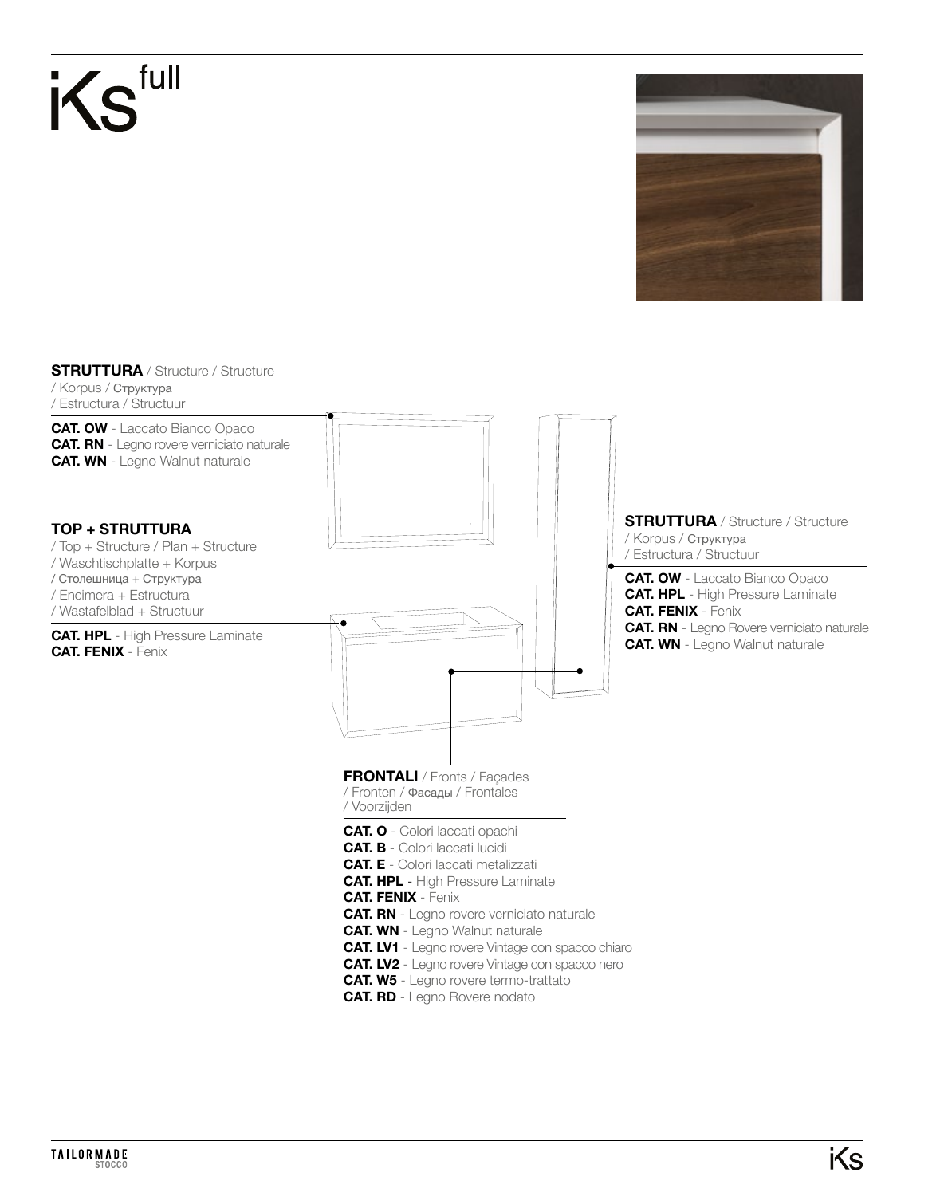# iKs full

**STRUTTURA** / Structure / Structure / Korpus / Структура / Estructura / Structuur

**CAT. OW** - Laccato Bianco Opaco
**CAT. RN** - Legno rovere verniciato naturale
**CAT. WN** - Legno Walnut naturale

**TOP + STRUTTURA** / Top + Structure / Plan + Structure / Waschtischplatte + Korpus / Столешница + Структура / Encimera + Estructura / Wastafelblad + Structuur

**CAT. HPL** - High Pressure Laminate
**CAT. FENIX** - Fenix

**STRUTTURA** / Structure / Structure / Korpus / Структура / Estructura / Structuur

**CAT. OW** - Laccato Bianco Opaco
**CAT. HPL** - High Pressure Laminate
**CAT. FENIX** - Fenix
**CAT. RN** - Legno Rovere verniciato naturale
**CAT. WN** - Legno Walnut naturale

**FRONTALI** / Fronts / Façades / Fronten / Фасады / Frontales / Voorzijden

**CAT. O** - Colori laccati opachi
**CAT. B** - Colori laccati lucidi
**CAT. E** - Colori laccati metalizzati
**CAT. HPL** - High Pressure Laminate
**CAT. FENIX** - Fenix
**CAT. RN** - Legno rovere verniciato naturale
**CAT. WN** - Legno Walnut naturale
**CAT. LV1** - Legno rovere Vintage con spacco chiaro
**CAT. LV2** - Legno rovere Vintage con spacco nero
**CAT. W5** - Legno rovere termo-trattato
**CAT. RD** - Legno Rovere nodato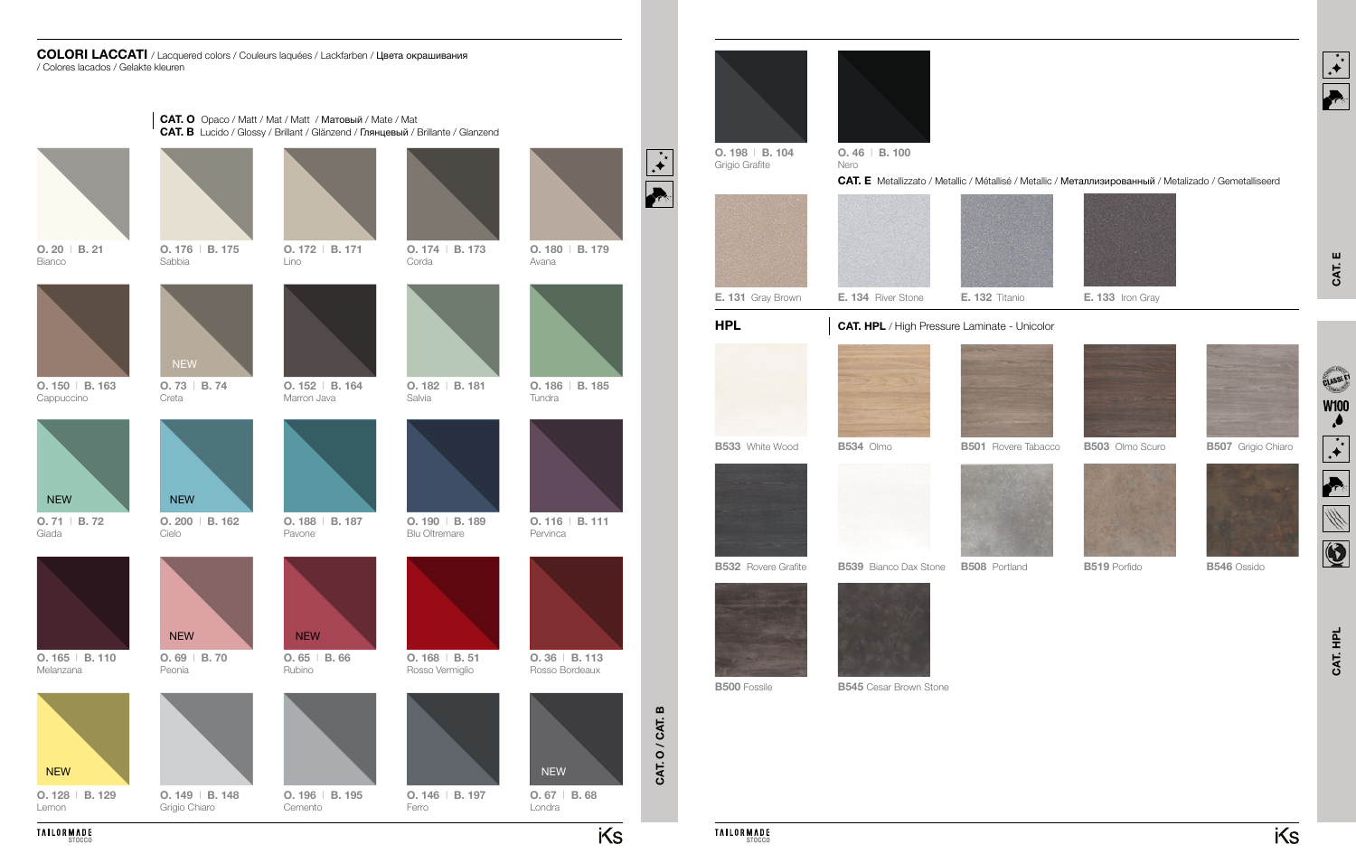## COLORI LACCATI / Lacquered colors / Couleurs laquées / Lackfarben / Цвета окрашивания / Colores lacados / Gelakte kleuren

**CAT. O** Opaco / Matt / Mat / Matt / Матовый / Mate / Mat
**CAT. B** Lucido / Glossy / Brillant / Glänzend / Глянцевый / Brillante / Glanzend

| | | | | |
|---|---|---|---|---|
| O. 20 \| B. 21<br>Bianco | O. 176 \| B. 175<br>Sabbia | O. 172 \| B. 171<br>Lino | O. 174 \| B. 173<br>Corda | O. 180 \| B. 179<br>Avana |
| O. 150 \| B. 163<br>Cappuccino | NEW<br>O. 73 \| B. 74<br>Creta | O. 152 \| B. 164<br>Marron Java | O. 182 \| B. 181<br>Salvia | O. 186 \| B. 185<br>Tundra |
| NEW<br>O. 71 \| B. 72<br>Giada | NEW<br>O. 200 \| B. 162<br>Cielo | O. 188 \| B. 187<br>Pavone | O. 190 \| B. 189<br>Blu Oltremare | O. 116 \| B. 111<br>Pervinca |
| O. 165 \| B. 110<br>Melanzana | NEW<br>O. 69 \| B. 70<br>Peonia | NEW<br>O. 65 \| B. 66<br>Rubino | O. 168 \| B. 51<br>Rosso Vermiglio | O. 36 \| B. 113<br>Rosso Bordeaux |
| NEW<br>O. 128 \| B. 129<br>Lemon | O. 149 \| B. 148<br>Grigio Chiaro | O. 196 \| B. 195<br>Cemento | O. 146 \| B. 197<br>Ferro | NEW<br>O. 67 \| B. 68<br>Londra |
| O. 198 \| B. 104<br>Grigio Grafite | O. 46 \| B. 100<br>Nero | | | |

CAT. O / CAT. B

**CAT. E** Metallizzato / Metallic / Métallisé / Metallic / Металлизированный / Metalizado / Gemetalliseerd

| | | | |
|---|---|---|---|
| **E. 131** Gray Brown | **E. 134** River Stone | **E. 132** Titanio | **E. 133** Iron Gray |

CAT. E

## HPL

**CAT. HPL** / High Pressure Laminate - Unicolor

| | | | | |
|---|---|---|---|---|
| **B533** White Wood | **B534** Olmo | **B501** Rovere Tabacco | **B503** Olmo Scuro | **B507** Grigio Chiaro |
| **B532** Rovere Grafite | **B539** Bianco Dax Stone | **B508** Portland | **B519** Porfido | **B546** Ossido |
| **B500** Fossile | **B545** Cesar Brown Stone | | | |

W100

CAT. HPL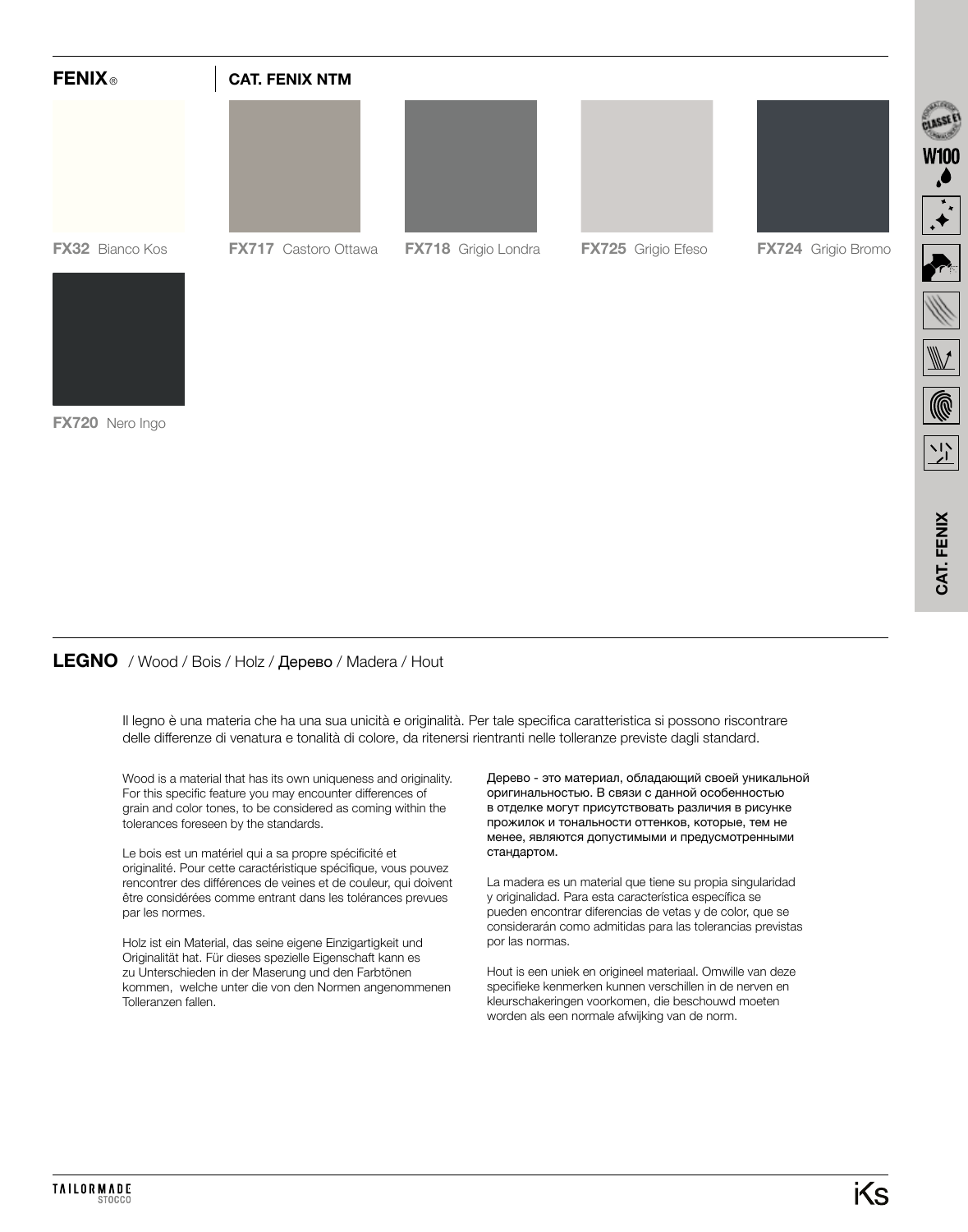## FENIX®

### CAT. FENIX NTM

**FX32** Bianco Kos

**FX717** Castoro Ottawa

**FX718** Grigio Londra

**FX725** Grigio Efeso

**FX724** Grigio Bromo

**FX720** Nero Ingo

CLASSE E1

W100

CAT. FENIX

## LEGNO / Wood / Bois / Holz / Дерево / Madera / Hout

Il legno è una materia che ha una sua unicità e originalità. Per tale specifica caratteristica si possono riscontrare delle differenze di venatura e tonalità di colore, da ritenersi rientranti nelle tolleranze previste dagli standard.

Wood is a material that has its own uniqueness and originality. For this specific feature you may encounter differences of grain and color tones, to be considered as coming within the tolerances foreseen by the standards.

Le bois est un matériel qui a sa propre spécificité et originalité. Pour cette caractéristique spécifique, vous pouvez rencontrer des différences de veines et de couleur, qui doivent être considérées comme entrant dans les tolérances prevues par les normes.

Holz ist ein Material, das seine eigene Einzigartigkeit und Originalität hat. Für dieses spezielle Eigenschaft kann es zu Unterschieden in der Maserung und den Farbtönen kommen, welche unter die von den Normen angenommenen Tolleranzen fallen.

Дерево - это материал, обладающий своей уникальной оригинальностью. В связи с данной особенностью в отделке могут присутствовать различия в рисунке прожилок и тональности оттенков, которые, тем не менее, являются допустимыми и предусмотренными стандартом.

La madera es un material que tiene su propia singularidad y originalidad. Para esta característica específica se pueden encontrar diferencias de vetas y de color, que se considerarán como admitidas para las tolerancias previstas por las normas.

Hout is een uniek en origineel materiaal. Omwille van deze specifieke kenmerken kunnen verschillen in de nerven en kleurschakeringen voorkomen, die beschouwd moeten worden als een normale afwijking van de norm.